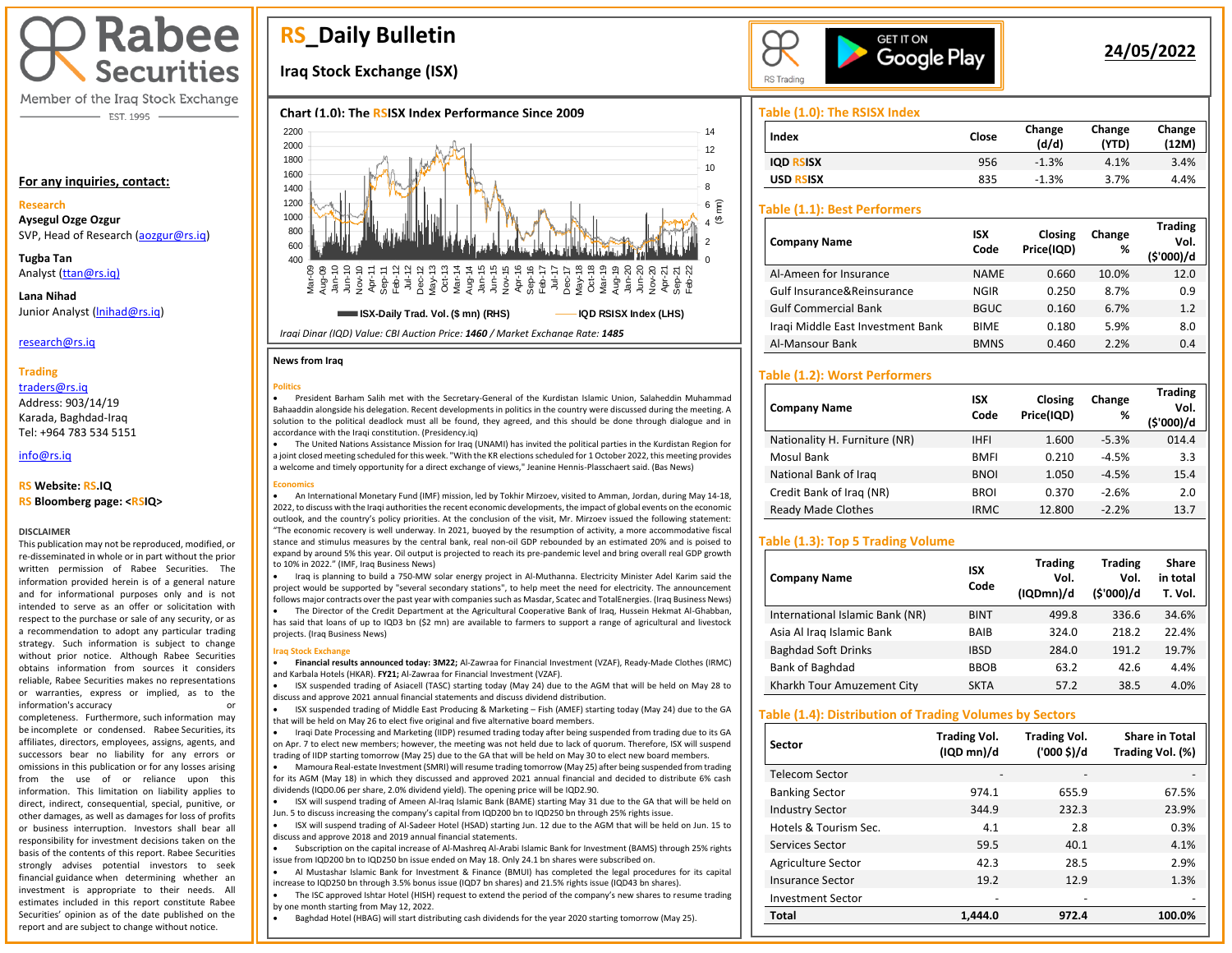# Rabee Securities

Member of the Iraq Stock Exchange

EST. 1995

**For any inquiries, contact:**

**Research**

**Aysegul Ozge Ozgur**
SVP, Head of Research (aozgur@rs.iq)

**Tugba Tan**
Analyst (ttan@rs.iq)

**Lana Nihad**
Junior Analyst (lnihad@rs.iq)

research@rs.iq

**Trading**

traders@rs.iq
Address: 903/14/19
Karada, Baghdad-Iraq
Tel: +964 783 534 5151

info@rs.iq

**RS Website: RS.IQ**
**RS Bloomberg page: <RSIQ>**

**DISCLAIMER**

This publication may not be reproduced, modified, or re-disseminated in whole or in part without the prior written permission of Rabee Securities. The information provided herein is of a general nature and for informational purposes only and is not intended to serve as an offer or solicitation with respect to the purchase or sale of any security, or as a recommendation to adopt any particular trading strategy. Such information is subject to change without prior notice. Although Rabee Securities obtains information from sources it considers reliable, Rabee Securities makes no representations or warranties, express or implied, as to the information's accuracy or completeness. Furthermore, such information may be incomplete or condensed. Rabee Securities, its affiliates, directors, employees, assigns, agents, and successors bear no liability for any errors or omissions in this publication or for any losses arising from the use of or reliance upon this information. This limitation on liability applies to direct, indirect, consequential, special, punitive, or other damages, as well as damages for loss of profits or business interruption. Investors shall bear all responsibility for investment decisions taken on the basis of the contents of this report. Rabee Securities strongly advises potential investors to seek financial guidance when determining whether an investment is appropriate to their needs. All estimates included in this report constitute Rabee Securities' opinion as of the date published on the report and are subject to change without notice.

# RS_Daily Bulletin

## Iraq Stock Exchange (ISX)

RS Trading — GET IT ON Google Play

**24/05/2022**

### Chart (1.0): The RSISX Index Performance Since 2009

ISX-Daily Trad. Vol. ($ mn) (RHS) — IQD RSISX Index (LHS)

*Iraqi Dinar (IQD) Value: CBI Auction Price: 1460 / Market Exchange Rate: 1485*

### News from Iraq

**Politics**

- President Barham Salih met with the Secretary-General of the Kurdistan Islamic Union, Salaheddin Muhammad Bahaaddin alongside his delegation. Recent developments in politics in the country were discussed during the meeting. A solution to the political deadlock must all be found, they agreed, and this should be done through dialogue and in accordance with the Iraqi constitution. (Presidency.iq)
- The United Nations Assistance Mission for Iraq (UNAMI) has invited the political parties in the Kurdistan Region for a joint closed meeting scheduled for this week. "With the KR elections scheduled for 1 October 2022, this meeting provides a welcome and timely opportunity for a direct exchange of views," Jeanine Hennis-Plasschaert said. (Bas News)

**Economics**

- An International Monetary Fund (IMF) mission, led by Tokhir Mirzoev, visited to Amman, Jordan, during May 14-18, 2022, to discuss with the Iraqi authorities the recent economic developments, the impact of global events on the economic outlook, and the country's policy priorities. At the conclusion of the visit, Mr. Mirzoev issued the following statement: "The economic recovery is well underway. In 2021, buoyed by the resumption of activity, a more accommodative fiscal stance and stimulus measures by the central bank, real non-oil GDP rebounded by an estimated 20% and is poised to expand by around 5% this year. Oil output is projected to reach its pre-pandemic level and bring overall real GDP growth to 10% in 2022." (IMF, Iraq Business News)
- Iraq is planning to build a 750-MW solar energy project in Al-Muthanna. Electricity Minister Adel Karim said the project would be supported by "several secondary stations", to help meet the need for electricity. The announcement follows major contracts over the past year with companies such as Masdar, Scatec and TotalEnergies. (Iraq Business News)
- The Director of the Credit Department at the Agricultural Cooperative Bank of Iraq, Hussein Hekmat Al-Ghabban, has said that loans of up to IQD3 bn ($2 mn) are available to farmers to support a range of agricultural and livestock projects. (Iraq Business News)

**Iraq Stock Exchange**

- **Financial results announced today: 3M22;** Al-Zawraa for Financial Investment (VZAF), Ready-Made Clothes (IRMC) and Karbala Hotels (HKAR). **FY21;** Al-Zawraa for Financial Investment (VZAF).
- ISX suspended trading of Asiacell (TASC) starting today (May 24) due to the AGM that will be held on May 28 to discuss and approve 2021 annual financial statements and discuss dividend distribution.
- ISX suspended trading of Middle East Producing & Marketing – Fish (AMEF) starting today (May 24) due to the GA that will be held on May 26 to elect five original and five alternative board members.
- Iraqi Date Processing and Marketing (IIDP) resumed trading today after being suspended from trading due to its GA on Apr. 7 to elect new members; however, the meeting was not held due to lack of quorum. Therefore, ISX will suspend trading of IIDP starting tomorrow (May 25) due to the GA that will be held on May 30 to elect new board members.
- Mamoura Real-estate Investment (SMRI) will resume trading tomorrow (May 25) after being suspended from trading for its AGM (May 18) in which they discussed and approved 2021 annual financial and decided to distribute 6% cash dividends (IQD0.06 per share, 2.0% dividend yield). The opening price will be IQD2.90.
- ISX will suspend trading of Ameen Al-Iraq Islamic Bank (BAME) starting May 31 due to the GA that will be held on Jun. 5 to discuss increasing the company's capital from IQD200 bn to IQD250 bn through 25% rights issue.
- ISX will suspend trading of Al-Sadeer Hotel (HSAD) starting Jun. 12 due to the AGM that will be held on Jun. 15 to discuss and approve 2018 and 2019 annual financial statements.
- Subscription on the capital increase of Al-Mashreq Al-Arabi Islamic Bank for Investment (BAMS) through 25% rights issue from IQD200 bn to IQD250 bn issue ended on May 18. Only 24.1 bn shares were subscribed on.
- Al Mustashar Islamic Bank for Investment & Finance (BMUI) has completed the legal procedures for its capital increase to IQD250 bn through 3.5% bonus issue (IQD7 bn shares) and 21.5% rights issue (IQD43 bn shares).
- The ISC approved Ishtar Hotel (HISH) request to extend the period of the company's new shares to resume trading by one month starting from May 12, 2022.
- Baghdad Hotel (HBAG) will start distributing cash dividends for the year 2020 starting tomorrow (May 25).

### Table (1.0): The RSISX Index

| Index | Close | Change (d/d) | Change (YTD) | Change (12M) |
|---|---|---|---|---|
| IQD RSISX | 956 | -1.3% | 4.1% | 3.4% |
| USD RSISX | 835 | -1.3% | 3.7% | 4.4% |

### Table (1.1): Best Performers

| Company Name | ISX Code | Closing Price(IQD) | Change % | Trading Vol. ($'000)/d |
|---|---|---|---|---|
| Al-Ameen for Insurance | NAME | 0.660 | 10.0% | 12.0 |
| Gulf Insurance&Reinsurance | NGIR | 0.250 | 8.7% | 0.9 |
| Gulf Commercial Bank | BGUC | 0.160 | 6.7% | 1.2 |
| Iraqi Middle East Investment Bank | BIME | 0.180 | 5.9% | 8.0 |
| Al-Mansour Bank | BMNS | 0.460 | 2.2% | 0.4 |

### Table (1.2): Worst Performers

| Company Name | ISX Code | Closing Price(IQD) | Change % | Trading Vol. ($'000)/d |
|---|---|---|---|---|
| Nationality H. Furniture (NR) | IHFI | 1.600 | -5.3% | 014.4 |
| Mosul Bank | BMFI | 0.210 | -4.5% | 3.3 |
| National Bank of Iraq | BNOI | 1.050 | -4.5% | 15.4 |
| Credit Bank of Iraq (NR) | BROI | 0.370 | -2.6% | 2.0 |
| Ready Made Clothes | IRMC | 12.800 | -2.2% | 13.7 |

### Table (1.3): Top 5 Trading Volume

| Company Name | ISX Code | Trading Vol. (IQDmn)/d | Trading Vol. ($'000)/d | Share in total T. Vol. |
|---|---|---|---|---|
| International Islamic Bank (NR) | BINT | 499.8 | 336.6 | 34.6% |
| Asia Al Iraq Islamic Bank | BAIB | 324.0 | 218.2 | 22.4% |
| Baghdad Soft Drinks | IBSD | 284.0 | 191.2 | 19.7% |
| Bank of Baghdad | BBOB | 63.2 | 42.6 | 4.4% |
| Kharkh Tour Amuzement City | SKTA | 57.2 | 38.5 | 4.0% |

### Table (1.4): Distribution of Trading Volumes by Sectors

| Sector | Trading Vol. (IQD mn)/d | Trading Vol. ('000 $)/d | Share in Total Trading Vol. (%) |
|---|---|---|---|
| Telecom Sector | - | - | - |
| Banking Sector | 974.1 | 655.9 | 67.5% |
| Industry Sector | 344.9 | 232.3 | 23.9% |
| Hotels & Tourism Sec. | 4.1 | 2.8 | 0.3% |
| Services Sector | 59.5 | 40.1 | 4.1% |
| Agriculture Sector | 42.3 | 28.5 | 2.9% |
| Insurance Sector | 19.2 | 12.9 | 1.3% |
| Investment Sector | - | - | - |
| **Total** | **1,444.0** | **972.4** | **100.0%** |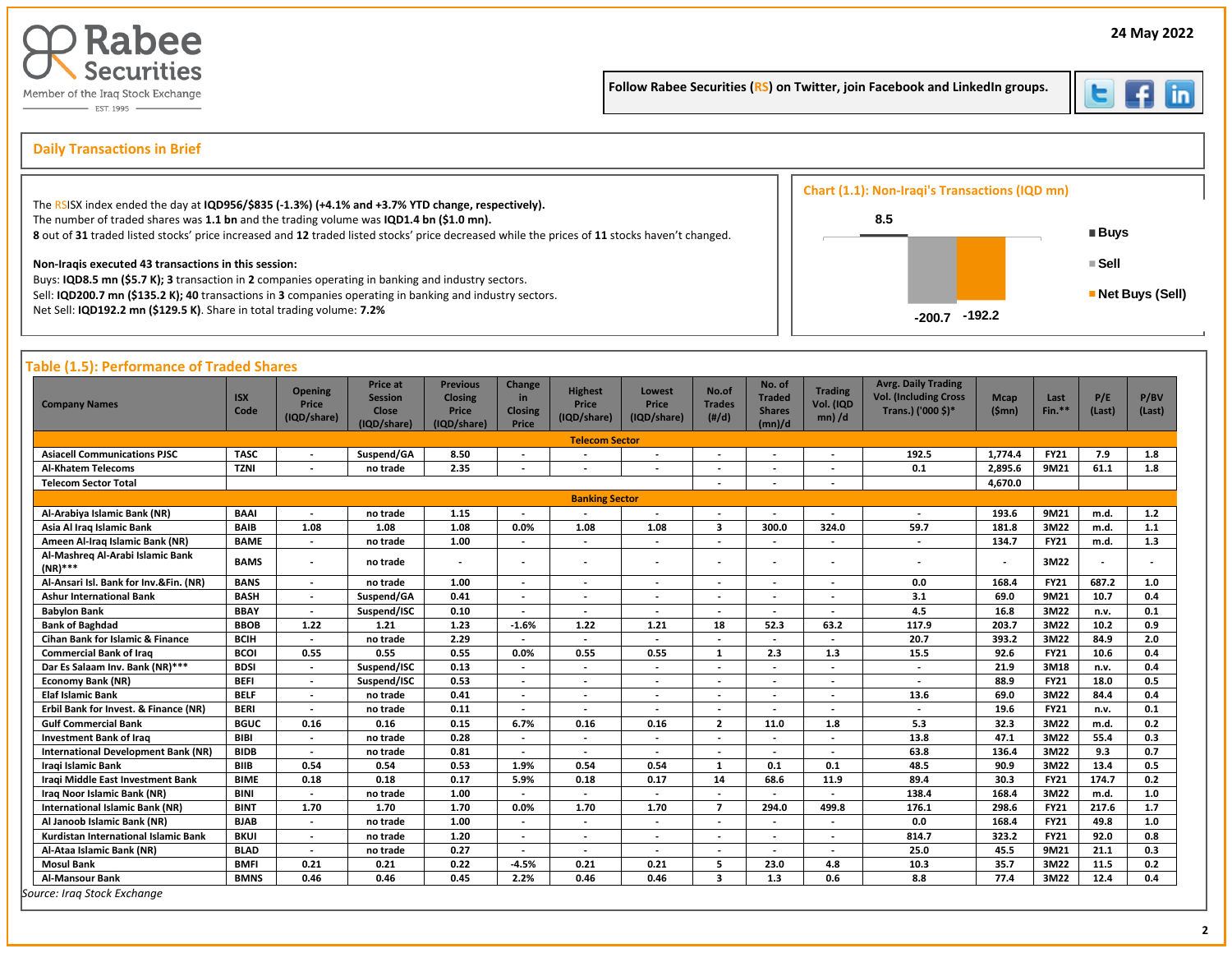Rabee Securities
Member of the Iraq Stock Exchange
EST. 1995

24 May 2022

Follow Rabee Securities (RS) on Twitter, join Facebook and LinkedIn groups.

## Daily Transactions in Brief

The RSISX index ended the day at **IQD956/$835 (-1.3%) (+4.1% and +3.7% YTD change, respectively).**
The number of traded shares was **1.1 bn** and the trading volume was **IQD1.4 bn ($1.0 mn).**
**8** out of **31** traded listed stocks' price increased and **12** traded listed stocks' price decreased while the prices of **11** stocks haven't changed.

**Non-Iraqis executed 43 transactions in this session:**
Buys: **IQD8.5 mn ($5.7 K); 3** transaction in **2** companies operating in banking and industry sectors.
Sell: **IQD200.7 mn ($135.2 K); 40** transactions in **3** companies operating in banking and industry sectors.
Net Sell: **IQD192.2 mn ($129.5 K)**. Share in total trading volume: **7.2%**

### Chart (1.1): Non-Iraqi's Transactions (IQD mn)

| | Value |
|---|---|
| Buys | 8.5 |
| Sell | -200.7 |
| Net Buys (Sell) | -192.2 |

## Table (1.5): Performance of Traded Shares

| Company Names | ISX Code | Opening Price (IQD/share) | Price at Session Close (IQD/share) | Previous Closing Price (IQD/share) | Change in Closing Price | Highest Price (IQD/share) | Lowest Price (IQD/share) | No.of Trades (#/d) | No. of Traded Shares (mn)/d | Trading Vol. (IQD mn) /d | Avrg. Daily Trading Vol. (Including Cross Trans.) ('000 $)* | Mcap ($mn) | Last Fin.** | P/E (Last) | P/BV (Last) |
|---|---|---|---|---|---|---|---|---|---|---|---|---|---|---|---|
| **Telecom Sector** | | | | | | | | | | | | | | | |
| Asiacell Communications PJSC | TASC | - | Suspend/GA | 8.50 | - | - | - | - | - | - | 192.5 | 1,774.4 | FY21 | 7.9 | 1.8 |
| Al-Khatem Telecoms | TZNI | - | no trade | 2.35 | - | - | - | - | - | - | 0.1 | 2,895.6 | 9M21 | 61.1 | 1.8 |
| Telecom Sector Total | | | | | | | | - | - | - | | 4,670.0 | | | |
| **Banking Sector** | | | | | | | | | | | | | | | |
| Al-Arabiya Islamic Bank (NR) | BAAI | - | no trade | 1.15 | - | - | - | - | - | - | - | 193.6 | 9M21 | m.d. | 1.2 |
| Asia Al Iraq Islamic Bank | BAIB | 1.08 | 1.08 | 1.08 | 0.0% | 1.08 | 1.08 | 3 | 300.0 | 324.0 | 59.7 | 181.8 | 3M22 | m.d. | 1.1 |
| Ameen Al-Iraq Islamic Bank (NR) | BAME | - | no trade | 1.00 | - | - | - | - | - | - | - | 134.7 | FY21 | m.d. | 1.3 |
| Al-Mashreq Al-Arabi Islamic Bank (NR)*** | BAMS | - | no trade | - | - | - | - | - | - | - | - | - | 3M22 | - | - |
| Al-Ansari Isl. Bank for Inv.&Fin. (NR) | BANS | - | no trade | 1.00 | - | - | - | - | - | - | 0.0 | 168.4 | FY21 | 687.2 | 1.0 |
| Ashur International Bank | BASH | - | Suspend/GA | 0.41 | - | - | - | - | - | - | 3.1 | 69.0 | 9M21 | 10.7 | 0.4 |
| Babylon Bank | BBAY | - | Suspend/ISC | 0.10 | - | - | - | - | - | - | 4.5 | 16.8 | 3M22 | n.v. | 0.1 |
| Bank of Baghdad | BBOB | 1.22 | 1.21 | 1.23 | -1.6% | 1.22 | 1.21 | 18 | 52.3 | 63.2 | 117.9 | 203.7 | 3M22 | 10.2 | 0.9 |
| Cihan Bank for Islamic & Finance | BCIH | - | no trade | 2.29 | - | - | - | - | - | - | 20.7 | 393.2 | 3M22 | 84.9 | 2.0 |
| Commercial Bank of Iraq | BCOI | 0.55 | 0.55 | 0.55 | 0.0% | 0.55 | 0.55 | 1 | 2.3 | 1.3 | 15.5 | 92.6 | FY21 | 10.6 | 0.4 |
| Dar Es Salaam Inv. Bank (NR)*** | BDSI | - | Suspend/ISC | 0.13 | - | - | - | - | - | - | - | 21.9 | 3M18 | n.v. | 0.4 |
| Economy Bank (NR) | BEFI | - | Suspend/ISC | 0.53 | - | - | - | - | - | - | - | 88.9 | FY21 | 18.0 | 0.5 |
| Elaf Islamic Bank | BELF | - | no trade | 0.41 | - | - | - | - | - | - | 13.6 | 69.0 | 3M22 | 84.4 | 0.4 |
| Erbil Bank for Invest. & Finance (NR) | BERI | - | no trade | 0.11 | - | - | - | - | - | - | - | 19.6 | FY21 | n.v. | 0.1 |
| Gulf Commercial Bank | BGUC | 0.16 | 0.16 | 0.15 | 6.7% | 0.16 | 0.16 | 2 | 11.0 | 1.8 | 5.3 | 32.3 | 3M22 | m.d. | 0.2 |
| Investment Bank of Iraq | BIBI | - | no trade | 0.28 | - | - | - | - | - | - | 13.8 | 47.1 | 3M22 | 55.4 | 0.3 |
| International Development Bank (NR) | BIDB | - | no trade | 0.81 | - | - | - | - | - | - | 63.8 | 136.4 | 3M22 | 9.3 | 0.7 |
| Iraqi Islamic Bank | BIIB | 0.54 | 0.54 | 0.53 | 1.9% | 0.54 | 0.54 | 1 | 0.1 | 0.1 | 48.5 | 90.9 | 3M22 | 13.4 | 0.5 |
| Iraqi Middle East Investment Bank | BIME | 0.18 | 0.18 | 0.17 | 5.9% | 0.18 | 0.17 | 14 | 68.6 | 11.9 | 89.4 | 30.3 | FY21 | 174.7 | 0.2 |
| Iraq Noor Islamic Bank (NR) | BINI | - | no trade | 1.00 | - | - | - | - | - | - | 138.4 | 168.4 | 3M22 | m.d. | 1.0 |
| International Islamic Bank (NR) | BINT | 1.70 | 1.70 | 1.70 | 0.0% | 1.70 | 1.70 | 7 | 294.0 | 499.8 | 176.1 | 298.6 | 3M22 | 217.6 | 1.7 |
| Al Janoob Islamic Bank (NR) | BJAB | - | no trade | 1.00 | - | - | - | - | - | - | 0.0 | 168.4 | FY21 | 49.8 | 1.0 |
| Kurdistan International Islamic Bank | BKUI | - | no trade | 1.20 | - | - | - | - | - | - | 814.7 | 323.2 | FY21 | 92.0 | 0.8 |
| Al-Ataa Islamic Bank (NR) | BLAD | - | no trade | 0.27 | - | - | - | - | - | - | 25.0 | 45.5 | 9M21 | 21.1 | 0.3 |
| Mosul Bank | BMFI | 0.21 | 0.21 | 0.22 | -4.5% | 0.21 | 0.21 | 5 | 23.0 | 4.8 | 10.3 | 35.7 | 3M22 | 11.5 | 0.2 |
| Al-Mansour Bank | BMNS | 0.46 | 0.46 | 0.45 | 2.2% | 0.46 | 0.46 | 3 | 1.3 | 0.6 | 8.8 | 77.4 | 3M22 | 12.4 | 0.4 |

*Source: Iraq Stock Exchange*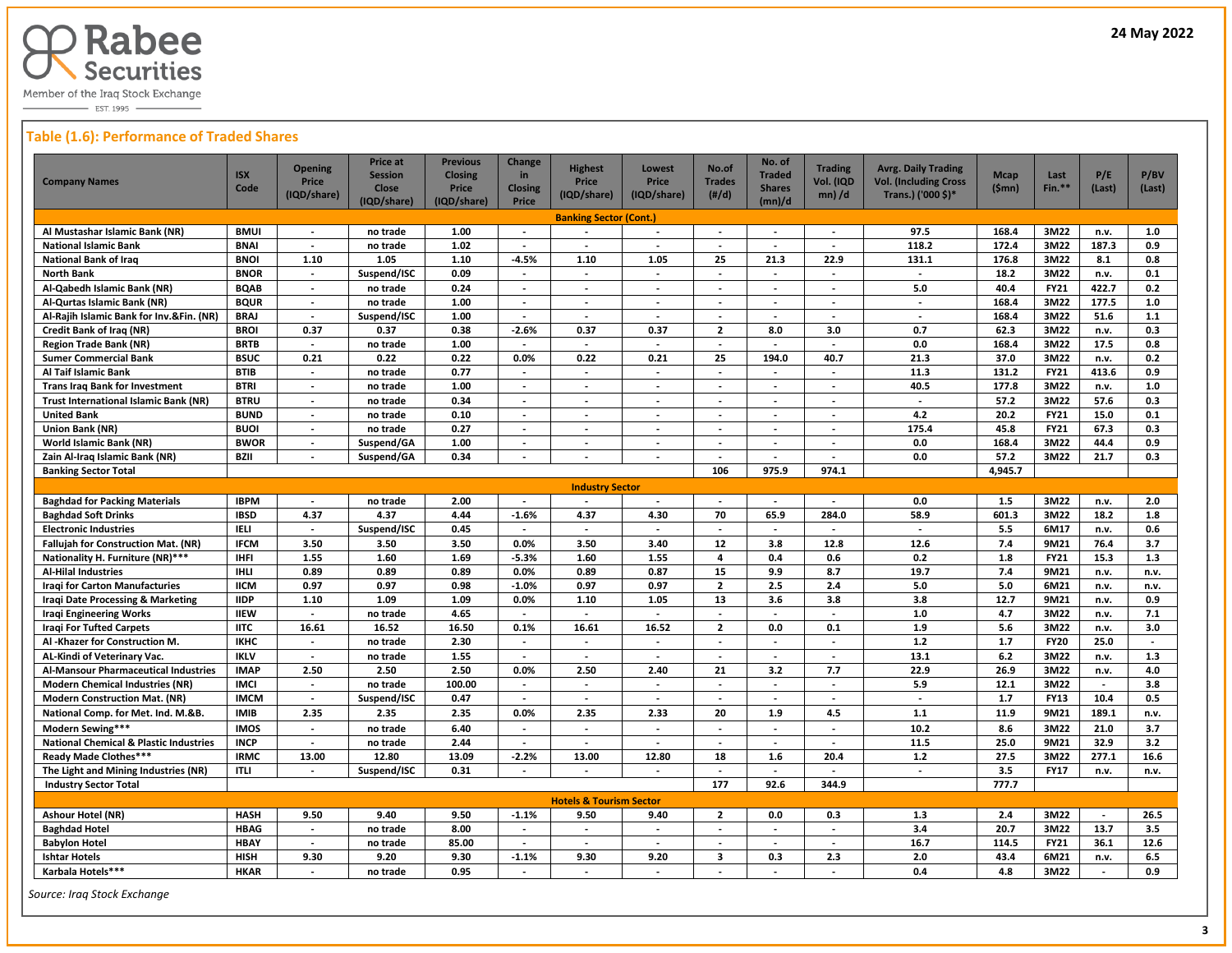Rabee Securities

Member of the Iraq Stock Exchange

EST. 1995

24 May 2022

## Table (1.6): Performance of Traded Shares

| Company Names | ISX Code | Opening Price (IQD/share) | Price at Session Close (IQD/share) | Previous Closing Price (IQD/share) | Change in Closing Price | Highest Price (IQD/share) | Lowest Price (IQD/share) | No.of Trades (#/d) | No. of Traded Shares (mn)/d | Trading Vol. (IQD mn) /d | Avrg. Daily Trading Vol. (Including Cross Trans.) ('000 $)* | Mcap ($mn) | Last Fin.** | P/E (Last) | P/BV (Last) |
|---|---|---|---|---|---|---|---|---|---|---|---|---|---|---|---|
| **Banking Sector (Cont.)** | | | | | | | | | | | | | | | |
| Al Mustashar Islamic Bank (NR) | BMUI | - | no trade | 1.00 | - | - | - | - | - | - | 97.5 | 168.4 | 3M22 | n.v. | 1.0 |
| National Islamic Bank | BNAI | - | no trade | 1.02 | - | - | - | - | - | - | 118.2 | 172.4 | 3M22 | 187.3 | 0.9 |
| National Bank of Iraq | BNOI | 1.10 | 1.05 | 1.10 | -4.5% | 1.10 | 1.05 | 25 | 21.3 | 22.9 | 131.1 | 176.8 | 3M22 | 8.1 | 0.8 |
| North Bank | BNOR | - | Suspend/ISC | 0.09 | - | - | - | - | - | - | - | 18.2 | 3M22 | n.v. | 0.1 |
| Al-Qabedh Islamic Bank (NR) | BQAB | - | no trade | 0.24 | - | - | - | - | - | - | 5.0 | 40.4 | FY21 | 422.7 | 0.2 |
| Al-Qurtas Islamic Bank (NR) | BQUR | - | no trade | 1.00 | - | - | - | - | - | - | - | 168.4 | 3M22 | 177.5 | 1.0 |
| Al-Rajih Islamic Bank for Inv.&Fin. (NR) | BRAJ | - | Suspend/ISC | 1.00 | - | - | - | - | - | - | - | 168.4 | 3M22 | 51.6 | 1.1 |
| Credit Bank of Iraq (NR) | BROI | 0.37 | 0.37 | 0.38 | -2.6% | 0.37 | 0.37 | 2 | 8.0 | 3.0 | 0.7 | 62.3 | 3M22 | n.v. | 0.3 |
| Region Trade Bank (NR) | BRTB | - | no trade | 1.00 | - | - | - | - | - | - | 0.0 | 168.4 | 3M22 | 17.5 | 0.8 |
| Sumer Commercial Bank | BSUC | 0.21 | 0.22 | 0.22 | 0.0% | 0.22 | 0.21 | 25 | 194.0 | 40.7 | 21.3 | 37.0 | 3M22 | n.v. | 0.2 |
| Al Taif Islamic Bank | BTIB | - | no trade | 0.77 | - | - | - | - | - | - | 11.3 | 131.2 | FY21 | 413.6 | 0.9 |
| Trans Iraq Bank for Investment | BTRI | - | no trade | 1.00 | - | - | - | - | - | - | 40.5 | 177.8 | 3M22 | n.v. | 1.0 |
| Trust International Islamic Bank (NR) | BTRU | - | no trade | 0.34 | - | - | - | - | - | - | - | 57.2 | 3M22 | 57.6 | 0.3 |
| United Bank | BUND | - | no trade | 0.10 | - | - | - | - | - | - | 4.2 | 20.2 | FY21 | 15.0 | 0.1 |
| Union Bank (NR) | BUOI | - | no trade | 0.27 | - | - | - | - | - | - | 175.4 | 45.8 | FY21 | 67.3 | 0.3 |
| World Islamic Bank (NR) | BWOR | - | Suspend/GA | 1.00 | - | - | - | - | - | - | 0.0 | 168.4 | 3M22 | 44.4 | 0.9 |
| Zain Al-Iraq Islamic Bank (NR) | BZII | - | Suspend/GA | 0.34 | - | - | - | - | - | - | 0.0 | 57.2 | 3M22 | 21.7 | 0.3 |
| **Banking Sector Total** | | | | | | | | 106 | 975.9 | 974.1 | | 4,945.7 | | | |
| **Industry Sector** | | | | | | | | | | | | | | | |
| Baghdad for Packing Materials | IBPM | - | no trade | 2.00 | - | - | - | - | - | - | 0.0 | 1.5 | 3M22 | n.v. | 2.0 |
| Baghdad Soft Drinks | IBSD | 4.37 | 4.37 | 4.44 | -1.6% | 4.37 | 4.30 | 70 | 65.9 | 284.0 | 58.9 | 601.3 | 3M22 | 18.2 | 1.8 |
| Electronic Industries | IELI | - | Suspend/ISC | 0.45 | - | - | - | - | - | - | - | 5.5 | 6M17 | n.v. | 0.6 |
| Fallujah for Construction Mat. (NR) | IFCM | 3.50 | 3.50 | 3.50 | 0.0% | 3.50 | 3.40 | 12 | 3.8 | 12.8 | 12.6 | 7.4 | 9M21 | 76.4 | 3.7 |
| Nationality H. Furniture (NR)*** | IHFI | 1.55 | 1.60 | 1.69 | -5.3% | 1.60 | 1.55 | 4 | 0.4 | 0.6 | 0.2 | 1.8 | FY21 | 15.3 | 1.3 |
| Al-Hilal Industries | IHLI | 0.89 | 0.89 | 0.89 | 0.0% | 0.89 | 0.87 | 15 | 9.9 | 8.7 | 19.7 | 7.4 | 9M21 | n.v. | n.v. |
| Iraqi for Carton Manufactures | IICM | 0.97 | 0.97 | 0.98 | -1.0% | 0.97 | 0.97 | 2 | 2.5 | 2.4 | 5.0 | 5.0 | 6M21 | n.v. | n.v. |
| Iraqi Date Processing & Marketing | IIDP | 1.10 | 1.09 | 1.09 | 0.0% | 1.10 | 1.05 | 13 | 3.6 | 3.8 | 3.8 | 12.7 | 9M21 | n.v. | 0.9 |
| Iraqi Engineering Works | IIEW | - | no trade | 4.65 | - | - | - | - | - | - | 1.0 | 4.7 | 3M22 | n.v. | 7.1 |
| Iraqi For Tufted Carpets | IITC | 16.61 | 16.52 | 16.50 | 0.1% | 16.61 | 16.52 | 2 | 0.0 | 0.1 | 1.9 | 5.6 | 3M22 | n.v. | 3.0 |
| Al -Khazer for Construction M. | IKHC | - | no trade | 2.30 | - | - | - | - | - | - | 1.2 | 1.7 | FY20 | 25.0 | - |
| AL-Kindi of Veterinary Vac. | IKLV | - | no trade | 1.55 | - | - | - | - | - | - | 13.1 | 6.2 | 3M22 | n.v. | 1.3 |
| Al-Mansour Pharmaceutical Industries | IMAP | 2.50 | 2.50 | 2.50 | 0.0% | 2.50 | 2.40 | 21 | 3.2 | 7.7 | 22.9 | 26.9 | 3M22 | n.v. | 4.0 |
| Modern Chemical Industries (NR) | IMCI | - | no trade | 100.00 | - | - | - | - | - | - | 5.9 | 12.1 | 3M22 | - | 3.8 |
| Modern Construction Mat. (NR) | IMCM | - | Suspend/ISC | 0.47 | - | - | - | - | - | - | - | 1.7 | FY13 | 10.4 | 0.5 |
| National Comp. for Met. Ind. M.&B. | IMIB | 2.35 | 2.35 | 2.35 | 0.0% | 2.35 | 2.33 | 20 | 1.9 | 4.5 | 1.1 | 11.9 | 9M21 | 189.1 | n.v. |
| Modern Sewing*** | IMOS | - | no trade | 6.40 | - | - | - | - | - | - | 10.2 | 8.6 | 3M22 | 21.0 | 3.7 |
| National Chemical & Plastic Industries | INCP | - | no trade | 2.44 | - | - | - | - | - | - | 11.5 | 25.0 | 9M21 | 32.9 | 3.2 |
| Ready Made Clothes*** | IRMC | 13.00 | 12.80 | 13.09 | -2.2% | 13.00 | 12.80 | 18 | 1.6 | 20.4 | 1.2 | 27.5 | 3M22 | 277.1 | 16.6 |
| The Light and Mining Industries (NR) | ITLI | - | Suspend/ISC | 0.31 | - | - | - | - | - | - | - | 3.5 | FY17 | n.v. | n.v. |
| **Industry Sector Total** | | | | | | | | 177 | 92.6 | 344.9 | | 777.7 | | | |
| **Hotels & Tourism Sector** | | | | | | | | | | | | | | | |
| Ashour Hotel (NR) | HASH | 9.50 | 9.40 | 9.50 | -1.1% | 9.50 | 9.40 | 2 | 0.0 | 0.3 | 1.3 | 2.4 | 3M22 | - | 26.5 |
| Baghdad Hotel | HBAG | - | no trade | 8.00 | - | - | - | - | - | - | 3.4 | 20.7 | 3M22 | 13.7 | 3.5 |
| Babylon Hotel | HBAY | - | no trade | 85.00 | - | - | - | - | - | - | 16.7 | 114.5 | FY21 | 36.1 | 12.6 |
| Ishtar Hotels | HISH | 9.30 | 9.20 | 9.30 | -1.1% | 9.30 | 9.20 | 3 | 0.3 | 2.3 | 2.0 | 43.4 | 6M21 | n.v. | 6.5 |
| Karbala Hotels*** | HKAR | - | no trade | 0.95 | - | - | - | - | - | - | 0.4 | 4.8 | 3M22 | - | 0.9 |

*Source: Iraq Stock Exchange*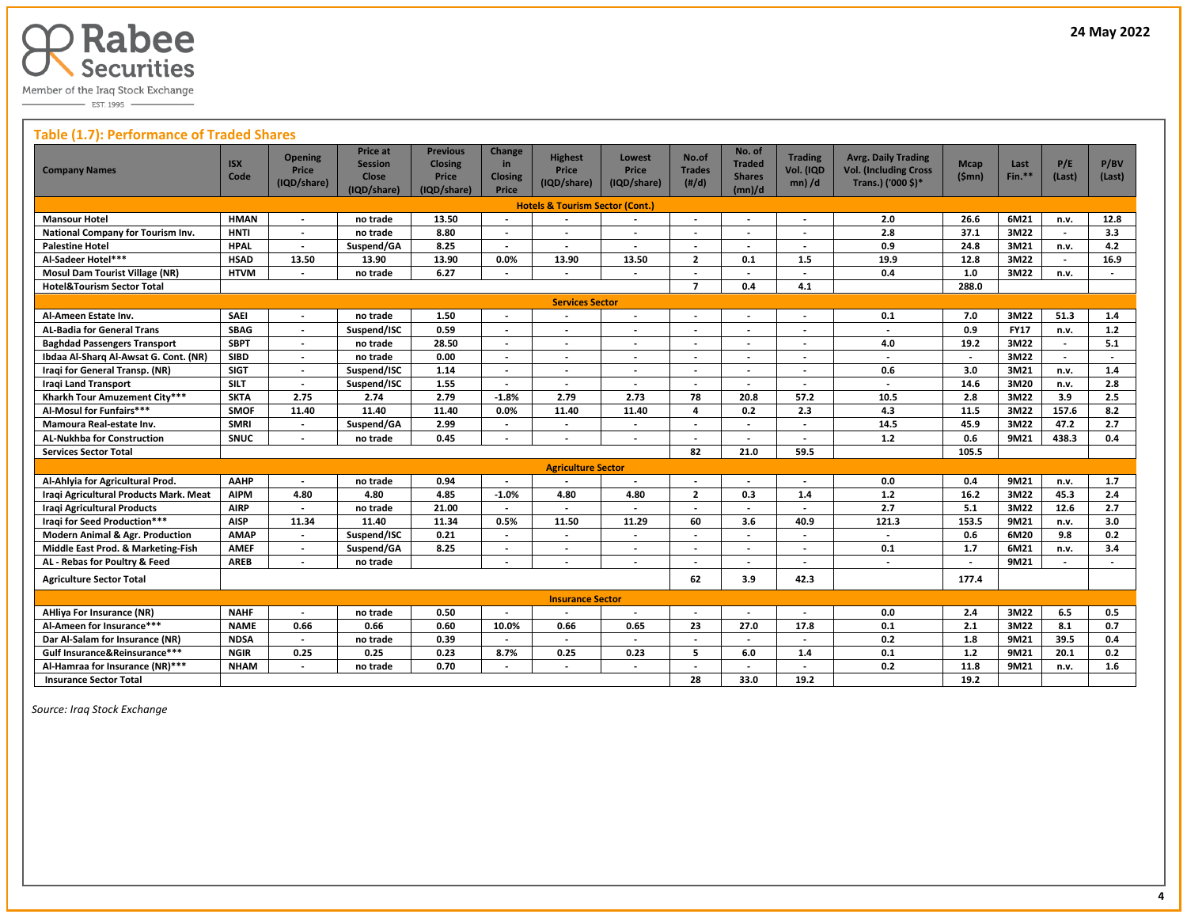Rabee Securities

Member of the Iraq Stock Exchange

EST. 1995

24 May 2022

## Table (1.7): Performance of Traded Shares

| Company Names | ISX Code | Opening Price (IQD/share) | Price at Session Close (IQD/share) | Previous Closing Price (IQD/share) | Change in Closing Price | Highest Price (IQD/share) | Lowest Price (IQD/share) | No.of Trades (#/d) | No. of Traded Shares (mn)/d | Trading Vol. (IQD mn) /d | Avrg. Daily Trading Vol. (Including Cross Trans.) ('000 $)* | Mcap ($mn) | Last Fin.** | P/E (Last) | P/BV (Last) |
|---|---|---|---|---|---|---|---|---|---|---|---|---|---|---|---|
| **Hotels & Tourism Sector (Cont.)** | | | | | | | | | | | | | | | |
| Mansour Hotel | HMAN | - | no trade | 13.50 | - | - | - | - | - | - | 2.0 | 26.6 | 6M21 | n.v. | 12.8 |
| National Company for Tourism Inv. | HNTI | - | no trade | 8.80 | - | - | - | - | - | - | 2.8 | 37.1 | 3M22 | - | 3.3 |
| Palestine Hotel | HPAL | - | Suspend/GA | 8.25 | - | - | - | - | - | - | 0.9 | 24.8 | 3M21 | n.v. | 4.2 |
| Al-Sadeer Hotel*** | HSAD | 13.50 | 13.90 | 13.90 | 0.0% | 13.90 | 13.50 | 2 | 0.1 | 1.5 | 19.9 | 12.8 | 3M22 | - | 16.9 |
| Mosul Dam Tourist Village (NR) | HTVM | - | no trade | 6.27 | - | - | - | - | - | - | 0.4 | 1.0 | 3M22 | n.v. | - |
| Hotel&Tourism Sector Total | | | | | | | | 7 | 0.4 | 4.1 | | 288.0 | | | |
| **Services Sector** | | | | | | | | | | | | | | | |
| Al-Ameen Estate Inv. | SAEI | - | no trade | 1.50 | - | - | - | - | - | - | 0.1 | 7.0 | 3M22 | 51.3 | 1.4 |
| AL-Badia for General Trans | SBAG | - | Suspend/ISC | 0.59 | - | - | - | - | - | - | - | 0.9 | FY17 | n.v. | 1.2 |
| Baghdad Passengers Transport | SBPT | - | no trade | 28.50 | - | - | - | - | - | - | 4.0 | 19.2 | 3M22 | - | 5.1 |
| Ibdaa Al-Sharq Al-Awsat G. Cont. (NR) | SIBD | - | no trade | 0.00 | - | - | - | - | - | - | - | - | 3M22 | - | - |
| Iraqi for General Transp. (NR) | SIGT | - | Suspend/ISC | 1.14 | - | - | - | - | - | - | 0.6 | 3.0 | 3M21 | n.v. | 1.4 |
| Iraqi Land Transport | SILT | - | Suspend/ISC | 1.55 | - | - | - | - | - | - | - | 14.6 | 3M20 | n.v. | 2.8 |
| Kharkh Tour Amuzement City*** | SKTA | 2.75 | 2.74 | 2.79 | -1.8% | 2.79 | 2.73 | 78 | 20.8 | 57.2 | 10.5 | 2.8 | 3M22 | 3.9 | 2.5 |
| Al-Mosul for Funfairs*** | SMOF | 11.40 | 11.40 | 11.40 | 0.0% | 11.40 | 11.40 | 4 | 0.2 | 2.3 | 4.3 | 11.5 | 3M22 | 157.6 | 8.2 |
| Mamoura Real-estate Inv. | SMRI | - | Suspend/GA | 2.99 | - | - | - | - | - | - | 14.5 | 45.9 | 3M22 | 47.2 | 2.7 |
| AL-Nukhba for Construction | SNUC | - | no trade | 0.45 | - | - | - | - | - | - | 1.2 | 0.6 | 9M21 | 438.3 | 0.4 |
| Services Sector Total | | | | | | | | 82 | 21.0 | 59.5 | | 105.5 | | | |
| **Agriculture Sector** | | | | | | | | | | | | | | | |
| Al-Ahlyia for Agricultural Prod. | AAHP | - | no trade | 0.94 | - | - | - | - | - | - | 0.0 | 0.4 | 9M21 | n.v. | 1.7 |
| Iraqi Agricultural Products Mark. Meat | AIPM | 4.80 | 4.80 | 4.85 | -1.0% | 4.80 | 4.80 | 2 | 0.3 | 1.4 | 1.2 | 16.2 | 3M22 | 45.3 | 2.4 |
| Iraqi Agricultural Products | AIRP | - | no trade | 21.00 | - | - | - | - | - | - | 2.7 | 5.1 | 3M22 | 12.6 | 2.7 |
| Iraqi for Seed Production*** | AISP | 11.34 | 11.40 | 11.34 | 0.5% | 11.50 | 11.29 | 60 | 3.6 | 40.9 | 121.3 | 153.5 | 9M21 | n.v. | 3.0 |
| Modern Animal & Agr. Production | AMAP | - | Suspend/ISC | 0.21 | - | - | - | - | - | - | - | 0.6 | 6M20 | 9.8 | 0.2 |
| Middle East Prod. & Marketing-Fish | AMEF | - | Suspend/GA | 8.25 | - | - | - | - | - | - | 0.1 | 1.7 | 6M21 | n.v. | 3.4 |
| AL - Rebas for Poultry & Feed | AREB | - | no trade | | - | - | - | - | - | - | - | - | 9M21 | - | - |
| Agriculture Sector Total | | | | | | | | 62 | 3.9 | 42.3 | | 177.4 | | | |
| **Insurance Sector** | | | | | | | | | | | | | | | |
| AHliya For Insurance (NR) | NAHF | - | no trade | 0.50 | - | - | - | - | - | - | 0.0 | 2.4 | 3M22 | 6.5 | 0.5 |
| Al-Ameen for Insurance*** | NAME | 0.66 | 0.66 | 0.60 | 10.0% | 0.66 | 0.65 | 23 | 27.0 | 17.8 | 0.1 | 2.1 | 3M22 | 8.1 | 0.7 |
| Dar Al-Salam for Insurance (NR) | NDSA | - | no trade | 0.39 | - | - | - | - | - | - | 0.2 | 1.8 | 9M21 | 39.5 | 0.4 |
| Gulf Insurance&Reinsurance*** | NGIR | 0.25 | 0.25 | 0.23 | 8.7% | 0.25 | 0.23 | 5 | 6.0 | 1.4 | 0.1 | 1.2 | 9M21 | 20.1 | 0.2 |
| Al-Hamraa for Insurance (NR)*** | NHAM | - | no trade | 0.70 | - | - | - | - | - | - | 0.2 | 11.8 | 9M21 | n.v. | 1.6 |
| Insurance Sector Total | | | | | | | | 28 | 33.0 | 19.2 | | 19.2 | | | |

*Source: Iraq Stock Exchange*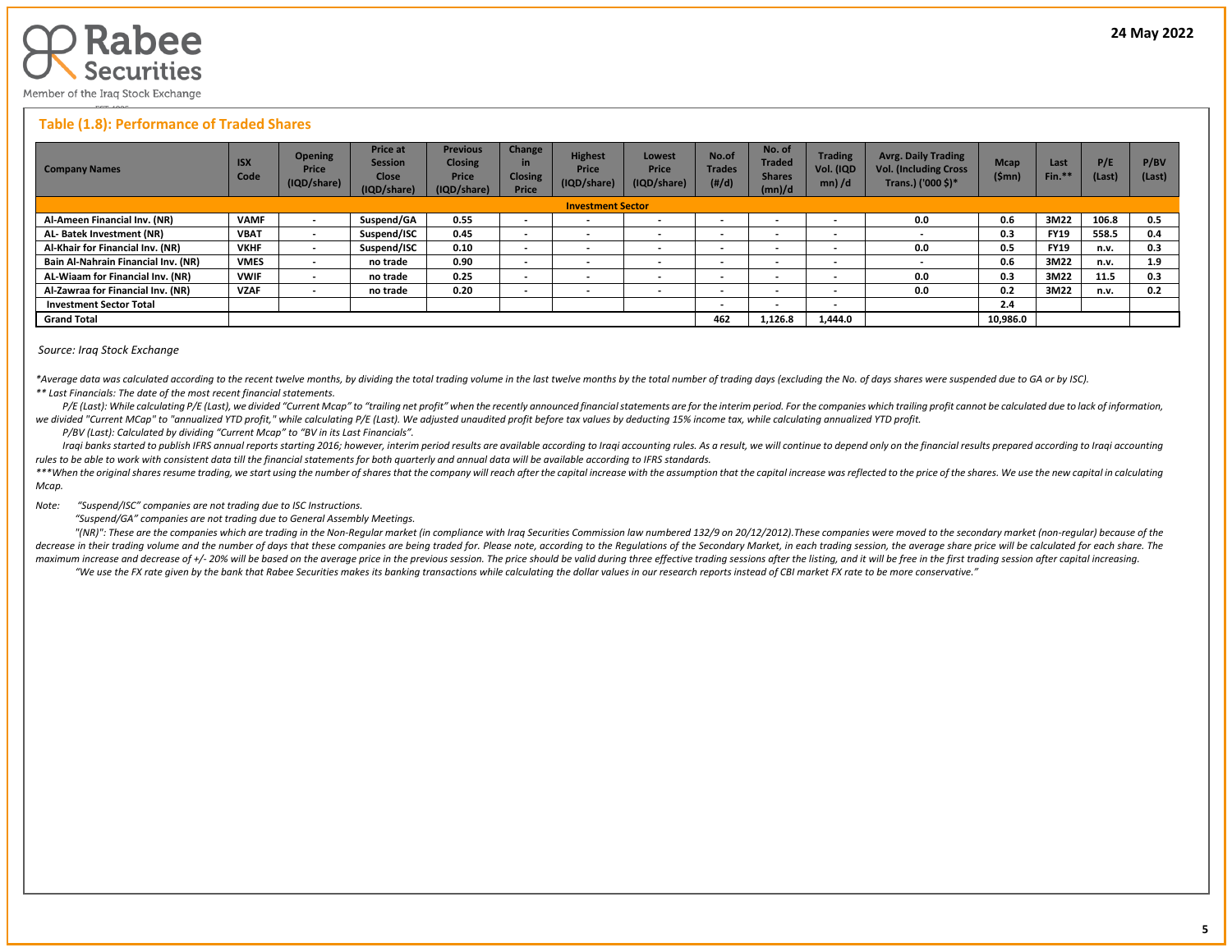## Table (1.8): Performance of Traded Shares

| Company Names | ISX Code | Opening Price (IQD/share) | Price at Session Close (IQD/share) | Previous Closing Price (IQD/share) | Change in Closing Price | Highest Price (IQD/share) | Lowest Price (IQD/share) | No.of Trades (#/d) | No. of Traded Shares (mn)/d | Trading Vol. (IQD mn) /d | Avrg. Daily Trading Vol. (Including Cross Trans.) ('000 $)* | Mcap ($mn) | Last Fin.** | P/E (Last) | P/BV (Last) |
|---|---|---|---|---|---|---|---|---|---|---|---|---|---|---|---|
| **Investment Sector** | | | | | | | | | | | | | | | |
| Al-Ameen Financial Inv. (NR) | VAMF | - | Suspend/GA | 0.55 | - | - | - | - | - | - | 0.0 | 0.6 | 3M22 | 106.8 | 0.5 |
| AL- Batek Investment (NR) | VBAT | - | Suspend/ISC | 0.45 | - | - | - | - | - | - | - | 0.3 | FY19 | 558.5 | 0.4 |
| Al-Khair for Financial Inv. (NR) | VKHF | - | Suspend/ISC | 0.10 | - | - | - | - | - | - | 0.0 | 0.5 | FY19 | n.v. | 0.3 |
| Bain Al-Nahrain Financial Inv. (NR) | VMES | - | no trade | 0.90 | - | - | - | - | - | - | - | 0.6 | 3M22 | n.v. | 1.9 |
| AL-Wiaam for Financial Inv. (NR) | VWIF | - | no trade | 0.25 | - | - | - | - | - | - | 0.0 | 0.3 | 3M22 | 11.5 | 0.3 |
| Al-Zawraa for Financial Inv. (NR) | VZAF | - | no trade | 0.20 | - | - | - | - | - | - | 0.0 | 0.2 | 3M22 | n.v. | 0.2 |
| Investment Sector Total | | | | | | | | - | - | - | | 2.4 | | | |
| Grand Total | | | | | | | | 462 | 1,126.8 | 1,444.0 | | 10,986.0 | | | |

*Source: Iraq Stock Exchange*

*\*Average data was calculated according to the recent twelve months, by dividing the total trading volume in the last twelve months by the total number of trading days (excluding the No. of days shares were suspended due to GA or by ISC).*

*\*\* Last Financials: The date of the most recent financial statements.*

*P/E (Last): While calculating P/E (Last), we divided "Current Mcap" to "trailing net profit" when the recently announced financial statements are for the interim period. For the companies which trailing profit cannot be calculated due to lack of information, we divided "Current MCap" to "annualized YTD profit," while calculating P/E (Last). We adjusted unaudited profit before tax values by deducting 15% income tax, while calculating annualized YTD profit.*

*P/BV (Last): Calculated by dividing "Current Mcap" to "BV in its Last Financials".*

*Iraqi banks started to publish IFRS annual reports starting 2016; however, interim period results are available according to Iraqi accounting rules. As a result, we will continue to depend only on the financial results prepared according to Iraqi accounting rules to be able to work with consistent data till the financial statements for both quarterly and annual data will be available according to IFRS standards.*

*\*\*\*When the original shares resume trading, we start using the number of shares that the company will reach after the capital increase with the assumption that the capital increase was reflected to the price of the shares. We use the new capital in calculating Mcap.*

*Note: "Suspend/ISC" companies are not trading due to ISC Instructions.*

*"Suspend/GA" companies are not trading due to General Assembly Meetings.*

*"(NR)": These are the companies which are trading in the Non-Regular market (in compliance with Iraq Securities Commission law numbered 132/9 on 20/12/2012).These companies were moved to the secondary market (non-regular) because of the decrease in their trading volume and the number of days that these companies are being traded for. Please note, according to the Regulations of the Secondary Market, in each trading session, the average share price will be calculated for each share. The maximum increase and decrease of +/- 20% will be based on the average price in the previous session. The price should be valid during three effective trading sessions after the listing, and it will be free in the first trading session after capital increasing.*

*"We use the FX rate given by the bank that Rabee Securities makes its banking transactions while calculating the dollar values in our research reports instead of CBI market FX rate to be more conservative."*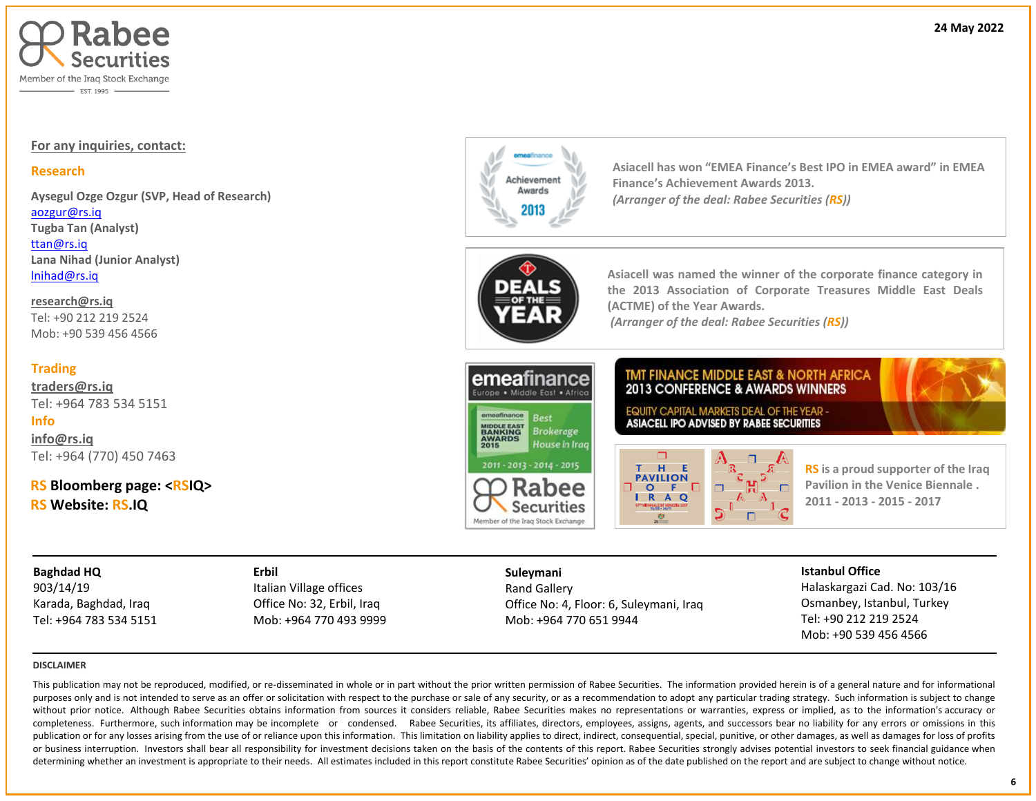24 May 2022

## For any inquiries, contact:

### Research

**Aysegul Ozge Ozgur (SVP, Head of Research)**
aozgur@rs.iq
**Tugba Tan (Analyst)**
ttan@rs.iq
**Lana Nihad (Junior Analyst)**
lnihad@rs.iq

research@rs.iq
Tel: +90 212 219 2524
Mob: +90 539 456 4566

### Trading

traders@rs.iq
Tel: +964 783 534 5151

### Info

info@rs.iq
Tel: +964 (770) 450 7463

**RS Bloomberg page: <RSIQ>**
**RS Website: RS.IQ**

Asiacell has won "EMEA Finance's Best IPO in EMEA award" in EMEA Finance's Achievement Awards 2013.
*(Arranger of the deal: Rabee Securities (RS))*

Asiacell was named the winner of the corporate finance category in the 2013 Association of Corporate Treasures Middle East Deals (ACTME) of the Year Awards.
*(Arranger of the deal: Rabee Securities (RS))*

TMT FINANCE MIDDLE EAST & NORTH AFRICA 2013 CONFERENCE & AWARDS WINNERS
EQUITY CAPITAL MARKETS DEAL OF THE YEAR - ASIACELL IPO ADVISED BY RABEE SECURITIES

emeafinance Middle East Banking Awards 2015 Best Brokerage House in Iraq 2011 - 2013 - 2014 - 2015

RS is a proud supporter of the Iraq Pavilion in the Venice Biennale. 2011 - 2013 - 2015 - 2017

**Baghdad HQ**
903/14/19
Karada, Baghdad, Iraq
Tel: +964 783 534 5151

**Erbil**
Italian Village offices
Office No: 32, Erbil, Iraq
Mob: +964 770 493 9999

**Suleymani**
Rand Gallery
Office No: 4, Floor: 6, Suleymani, Iraq
Mob: +964 770 651 9944

**Istanbul Office**
Halaskargazi Cad. No: 103/16
Osmanbey, Istanbul, Turkey
Tel: +90 212 219 2524
Mob: +90 539 456 4566

**DISCLAIMER**

This publication may not be reproduced, modified, or re-disseminated in whole or in part without the prior written permission of Rabee Securities. The information provided herein is of a general nature and for informational purposes only and is not intended to serve as an offer or solicitation with respect to the purchase or sale of any security, or as a recommendation to adopt any particular trading strategy. Such information is subject to change without prior notice. Although Rabee Securities obtains information from sources it considers reliable, Rabee Securities makes no representations or warranties, express or implied, as to the information's accuracy or completeness. Furthermore, such information may be incomplete or condensed. Rabee Securities, its affiliates, directors, employees, assigns, agents, and successors bear no liability for any errors or omissions in this publication or for any losses arising from the use of or reliance upon this information. This limitation on liability applies to direct, indirect, consequential, special, punitive, or other damages, as well as damages for loss of profits or business interruption. Investors shall bear all responsibility for investment decisions taken on the basis of the contents of this report. Rabee Securities strongly advises potential investors to seek financial guidance when determining whether an investment is appropriate to their needs. All estimates included in this report constitute Rabee Securities' opinion as of the date published on the report and are subject to change without notice.